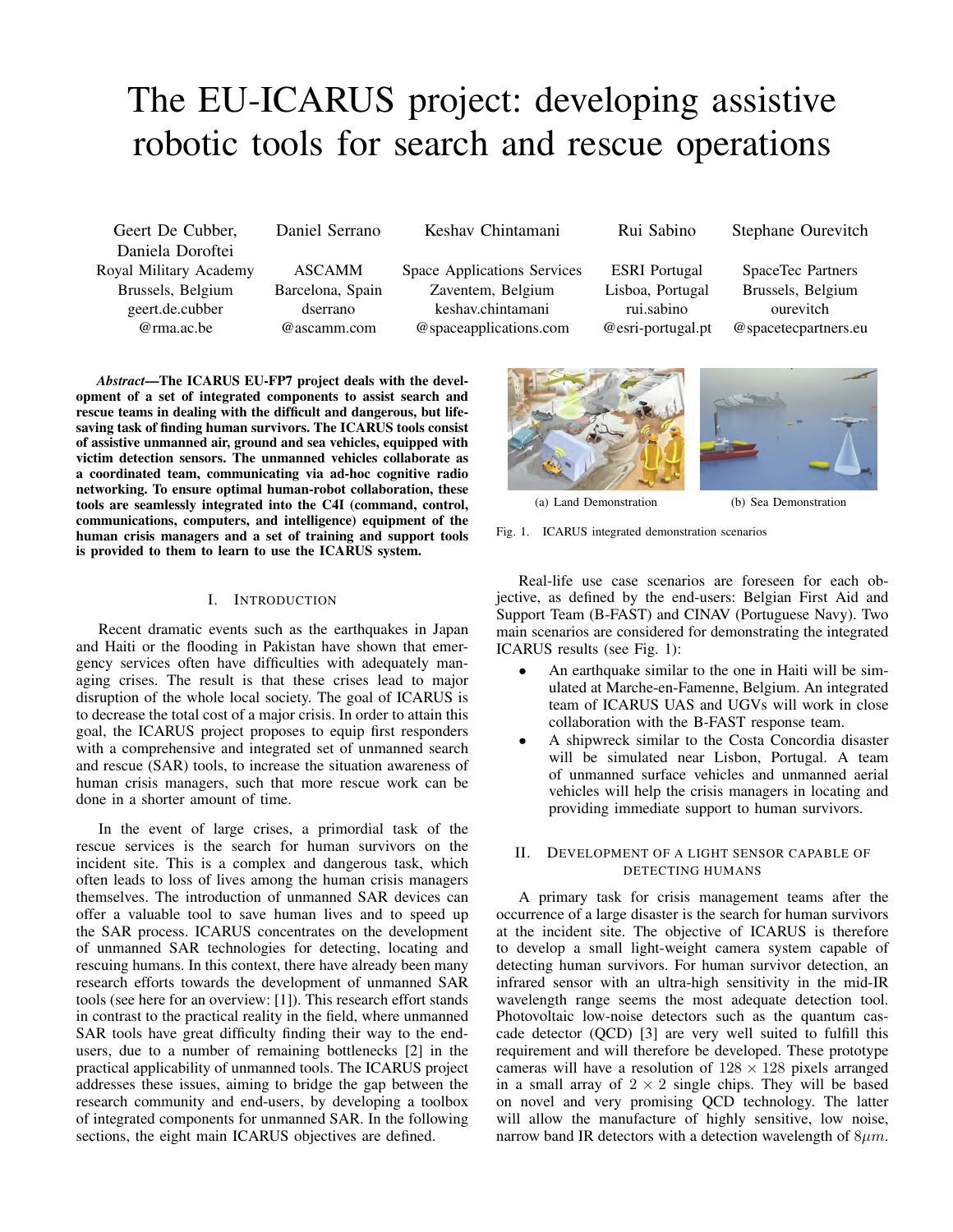# The EU-ICARUS project: developing assistive robotic tools for search and rescue operations

Geert De Cubber, Daniela Doroftei
Royal Military Academy
Brussels, Belgium
geert.de.cubber@rma.ac.be

Daniel Serrano
ASCAMM
Barcelona, Spain
dserrano@ascamm.com

Keshav Chintamani
Space Applications Services
Zaventem, Belgium
keshav.chintamani@spaceapplications.com

Rui Sabino
ESRI Portugal
Lisboa, Portugal
rui.sabino@esri-portugal.pt

Stephane Ourevitch
SpaceTec Partners
Brussels, Belgium
ourevitch@spacetecpartners.eu

***Abstract*—The ICARUS EU-FP7 project deals with the development of a set of integrated components to assist search and rescue teams in dealing with the difficult and dangerous, but life-saving task of finding human survivors. The ICARUS tools consist of assistive unmanned air, ground and sea vehicles, equipped with victim detection sensors. The unmanned vehicles collaborate as a coordinated team, communicating via ad-hoc cognitive radio networking. To ensure optimal human-robot collaboration, these tools are seamlessly integrated into the C4I (command, control, communications, computers, and intelligence) equipment of the human crisis managers and a set of training and support tools is provided to them to learn to use the ICARUS system.**

## I. Introduction

Recent dramatic events such as the earthquakes in Japan and Haiti or the flooding in Pakistan have shown that emergency services often have difficulties with adequately managing crises. The result is that these crises lead to major disruption of the whole local society. The goal of ICARUS is to decrease the total cost of a major crisis. In order to attain this goal, the ICARUS project proposes to equip first responders with a comprehensive and integrated set of unmanned search and rescue (SAR) tools, to increase the situation awareness of human crisis managers, such that more rescue work can be done in a shorter amount of time.

In the event of large crises, a primordial task of the rescue services is the search for human survivors on the incident site. This is a complex and dangerous task, which often leads to loss of lives among the human crisis managers themselves. The introduction of unmanned SAR devices can offer a valuable tool to save human lives and to speed up the SAR process. ICARUS concentrates on the development of unmanned SAR technologies for detecting, locating and rescuing humans. In this context, there have already been many research efforts towards the development of unmanned SAR tools (see here for an overview: [1]). This research effort stands in contrast to the practical reality in the field, where unmanned SAR tools have great difficulty finding their way to the end-users, due to a number of remaining bottlenecks [2] in the practical applicability of unmanned tools. The ICARUS project addresses these issues, aiming to bridge the gap between the research community and end-users, by developing a toolbox of integrated components for unmanned SAR. In the following sections, the eight main ICARUS objectives are defined.

(a) Land Demonstration (b) Sea Demonstration

Fig. 1. ICARUS integrated demonstration scenarios

Real-life use case scenarios are foreseen for each objective, as defined by the end-users: Belgian First Aid and Support Team (B-FAST) and CINAV (Portuguese Navy). Two main scenarios are considered for demonstrating the integrated ICARUS results (see Fig. 1):

- An earthquake similar to the one in Haiti will be simulated at Marche-en-Famenne, Belgium. An integrated team of ICARUS UAS and UGVs will work in close collaboration with the B-FAST response team.
- A shipwreck similar to the Costa Concordia disaster will be simulated near Lisbon, Portugal. A team of unmanned surface vehicles and unmanned aerial vehicles will help the crisis managers in locating and providing immediate support to human survivors.

## II. Development of a light sensor capable of detecting humans

A primary task for crisis management teams after the occurrence of a large disaster is the search for human survivors at the incident site. The objective of ICARUS is therefore to develop a small light-weight camera system capable of detecting human survivors. For human survivor detection, an infrared sensor with an ultra-high sensitivity in the mid-IR wavelength range seems the most adequate detection tool. Photovoltaic low-noise detectors such as the quantum cascade detector (QCD) [3] are very well suited to fulfill this requirement and will therefore be developed. These prototype cameras will have a resolution of $128 \times 128$ pixels arranged in a small array of $2 \times 2$ single chips. They will be based on novel and very promising QCD technology. The latter will allow the manufacture of highly sensitive, low noise, narrow band IR detectors with a detection wavelength of $8\mu m$.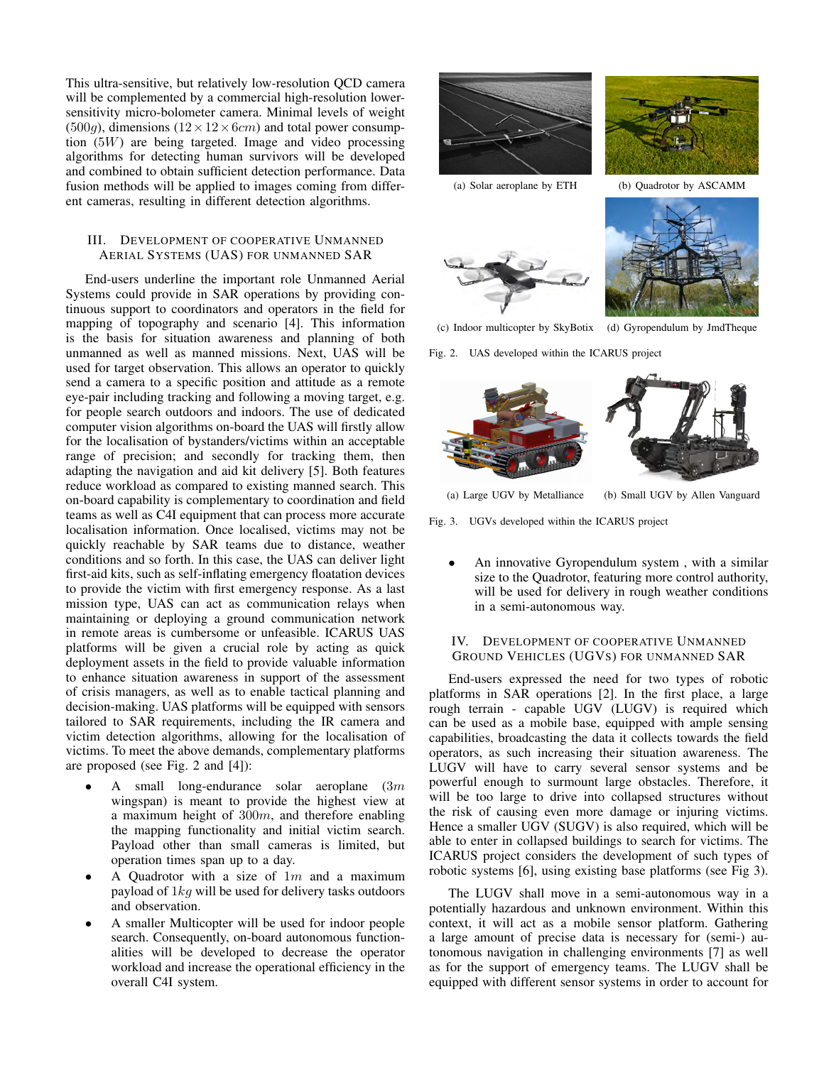This ultra-sensitive, but relatively low-resolution QCD camera will be complemented by a commercial high-resolution lower-sensitivity micro-bolometer camera. Minimal levels of weight ($500g$), dimensions ($12 \times 12 \times 6cm$) and total power consumption ($5W$) are being targeted. Image and video processing algorithms for detecting human survivors will be developed and combined to obtain sufficient detection performance. Data fusion methods will be applied to images coming from different cameras, resulting in different detection algorithms.

## III. Development of cooperative Unmanned Aerial Systems (UAS) for unmanned SAR

End-users underline the important role Unmanned Aerial Systems could provide in SAR operations by providing continuous support to coordinators and operators in the field for mapping of topography and scenario [4]. This information is the basis for situation awareness and planning of both unmanned as well as manned missions. Next, UAS will be used for target observation. This allows an operator to quickly send a camera to a specific position and attitude as a remote eye-pair including tracking and following a moving target, e.g. for people search outdoors and indoors. The use of dedicated computer vision algorithms on-board the UAS will firstly allow for the localisation of bystanders/victims within an acceptable range of precision; and secondly for tracking them, then adapting the navigation and aid kit delivery [5]. Both features reduce workload as compared to existing manned search. This on-board capability is complementary to coordination and field teams as well as C4I equipment that can process more accurate localisation information. Once localised, victims may not be quickly reachable by SAR teams due to distance, weather conditions and so forth. In this case, the UAS can deliver light first-aid kits, such as self-inflating emergency floatation devices to provide the victim with first emergency response. As a last mission type, UAS can act as communication relays when maintaining or deploying a ground communication network in remote areas is cumbersome or unfeasible. ICARUS UAS platforms will be given a crucial role by acting as quick deployment assets in the field to provide valuable information to enhance situation awareness in support of the assessment of crisis managers, as well as to enable tactical planning and decision-making. UAS platforms will be equipped with sensors tailored to SAR requirements, including the IR camera and victim detection algorithms, allowing for the localisation of victims. To meet the above demands, complementary platforms are proposed (see Fig. 2 and [4]):

- A small long-endurance solar aeroplane ($3m$ wingspan) is meant to provide the highest view at a maximum height of $300m$, and therefore enabling the mapping functionality and initial victim search. Payload other than small cameras is limited, but operation times span up to a day.
- A Quadrotor with a size of $1m$ and a maximum payload of $1kg$ will be used for delivery tasks outdoors and observation.
- A smaller Multicopter will be used for indoor people search. Consequently, on-board autonomous functionalities will be developed to decrease the operator workload and increase the operational efficiency in the overall C4I system.

(a) Solar aeroplane by ETH

(b) Quadrotor by ASCAMM

(c) Indoor multicopter by SkyBotix

(d) Gyropendulum by JmdTheque

Fig. 2. UAS developed within the ICARUS project

(a) Large UGV by Metalliance

(b) Small UGV by Allen Vanguard

Fig. 3. UGVs developed within the ICARUS project

- An innovative Gyropendulum system , with a similar size to the Quadrotor, featuring more control authority, will be used for delivery in rough weather conditions in a semi-autonomous way.

## IV. Development of cooperative Unmanned Ground Vehicles (UGVs) for unmanned SAR

End-users expressed the need for two types of robotic platforms in SAR operations [2]. In the first place, a large rough terrain - capable UGV (LUGV) is required which can be used as a mobile base, equipped with ample sensing capabilities, broadcasting the data it collects towards the field operators, as such increasing their situation awareness. The LUGV will have to carry several sensor systems and be powerful enough to surmount large obstacles. Therefore, it will be too large to drive into collapsed structures without the risk of causing even more damage or injuring victims. Hence a smaller UGV (SUGV) is also required, which will be able to enter in collapsed buildings to search for victims. The ICARUS project considers the development of such types of robotic systems [6], using existing base platforms (see Fig 3).

The LUGV shall move in a semi-autonomous way in a potentially hazardous and unknown environment. Within this context, it will act as a mobile sensor platform. Gathering a large amount of precise data is necessary for (semi-) autonomous navigation in challenging environments [7] as well as for the support of emergency teams. The LUGV shall be equipped with different sensor systems in order to account for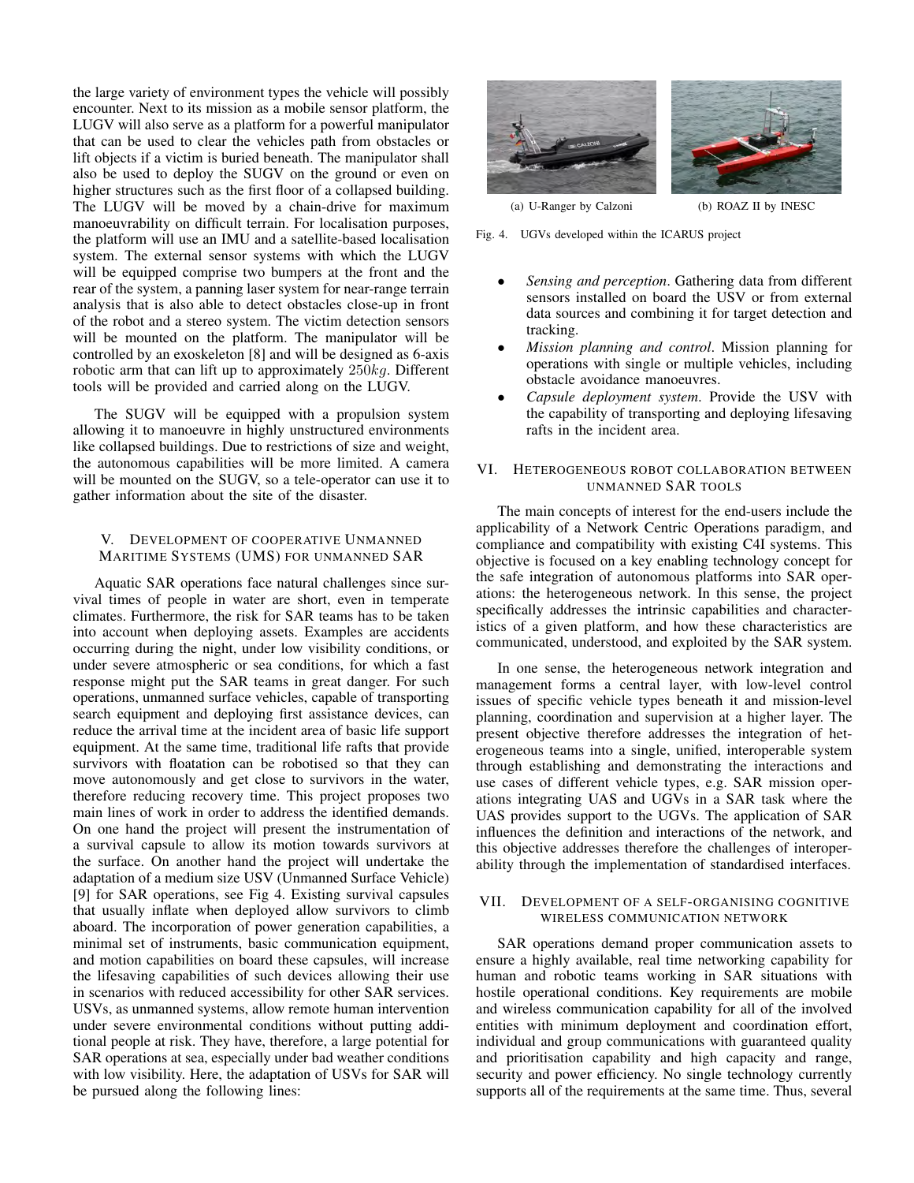the large variety of environment types the vehicle will possibly encounter. Next to its mission as a mobile sensor platform, the LUGV will also serve as a platform for a powerful manipulator that can be used to clear the vehicles path from obstacles or lift objects if a victim is buried beneath. The manipulator shall also be used to deploy the SUGV on the ground or even on higher structures such as the first floor of a collapsed building. The LUGV will be moved by a chain-drive for maximum manoeuvrability on difficult terrain. For localisation purposes, the platform will use an IMU and a satellite-based localisation system. The external sensor systems with which the LUGV will be equipped comprise two bumpers at the front and the rear of the system, a panning laser system for near-range terrain analysis that is also able to detect obstacles close-up in front of the robot and a stereo system. The victim detection sensors will be mounted on the platform. The manipulator will be controlled by an exoskeleton [8] and will be designed as 6-axis robotic arm that can lift up to approximately $250kg$. Different tools will be provided and carried along on the LUGV.

The SUGV will be equipped with a propulsion system allowing it to manoeuvre in highly unstructured environments like collapsed buildings. Due to restrictions of size and weight, the autonomous capabilities will be more limited. A camera will be mounted on the SUGV, so a tele-operator can use it to gather information about the site of the disaster.

## V. Development of cooperative Unmanned Maritime Systems (UMS) for unmanned SAR

Aquatic SAR operations face natural challenges since survival times of people in water are short, even in temperate climates. Furthermore, the risk for SAR teams has to be taken into account when deploying assets. Examples are accidents occurring during the night, under low visibility conditions, or under severe atmospheric or sea conditions, for which a fast response might put the SAR teams in great danger. For such operations, unmanned surface vehicles, capable of transporting search equipment and deploying first assistance devices, can reduce the arrival time at the incident area of basic life support equipment. At the same time, traditional life rafts that provide survivors with floatation can be robotised so that they can move autonomously and get close to survivors in the water, therefore reducing recovery time. This project proposes two main lines of work in order to address the identified demands. On one hand the project will present the instrumentation of a survival capsule to allow its motion towards survivors at the surface. On another hand the project will undertake the adaptation of a medium size USV (Unmanned Surface Vehicle) [9] for SAR operations, see Fig 4. Existing survival capsules that usually inflate when deployed allow survivors to climb aboard. The incorporation of power generation capabilities, a minimal set of instruments, basic communication equipment, and motion capabilities on board these capsules, will increase the lifesaving capabilities of such devices allowing their use in scenarios with reduced accessibility for other SAR services. USVs, as unmanned systems, allow remote human intervention under severe environmental conditions without putting additional people at risk. They have, therefore, a large potential for SAR operations at sea, especially under bad weather conditions with low visibility. Here, the adaptation of USVs for SAR will be pursued along the following lines:

(a) U-Ranger by Calzoni (b) ROAZ II by INESC

Fig. 4. UGVs developed within the ICARUS project

- *Sensing and perception*. Gathering data from different sensors installed on board the USV or from external data sources and combining it for target detection and tracking.
- *Mission planning and control*. Mission planning for operations with single or multiple vehicles, including obstacle avoidance manoeuvres.
- *Capsule deployment system*. Provide the USV with the capability of transporting and deploying lifesaving rafts in the incident area.

## VI. Heterogeneous robot collaboration between unmanned SAR tools

The main concepts of interest for the end-users include the applicability of a Network Centric Operations paradigm, and compliance and compatibility with existing C4I systems. This objective is focused on a key enabling technology concept for the safe integration of autonomous platforms into SAR operations: the heterogeneous network. In this sense, the project specifically addresses the intrinsic capabilities and characteristics of a given platform, and how these characteristics are communicated, understood, and exploited by the SAR system.

In one sense, the heterogeneous network integration and management forms a central layer, with low-level control issues of specific vehicle types beneath it and mission-level planning, coordination and supervision at a higher layer. The present objective therefore addresses the integration of heterogeneous teams into a single, unified, interoperable system through establishing and demonstrating the interactions and use cases of different vehicle types, e.g. SAR mission operations integrating UAS and UGVs in a SAR task where the UAS provides support to the UGVs. The application of SAR influences the definition and interactions of the network, and this objective addresses therefore the challenges of interoperability through the implementation of standardised interfaces.

## VII. Development of a self-organising cognitive wireless communication network

SAR operations demand proper communication assets to ensure a highly available, real time networking capability for human and robotic teams working in SAR situations with hostile operational conditions. Key requirements are mobile and wireless communication capability for all of the involved entities with minimum deployment and coordination effort, individual and group communications with guaranteed quality and prioritisation capability and high capacity and range, security and power efficiency. No single technology currently supports all of the requirements at the same time. Thus, several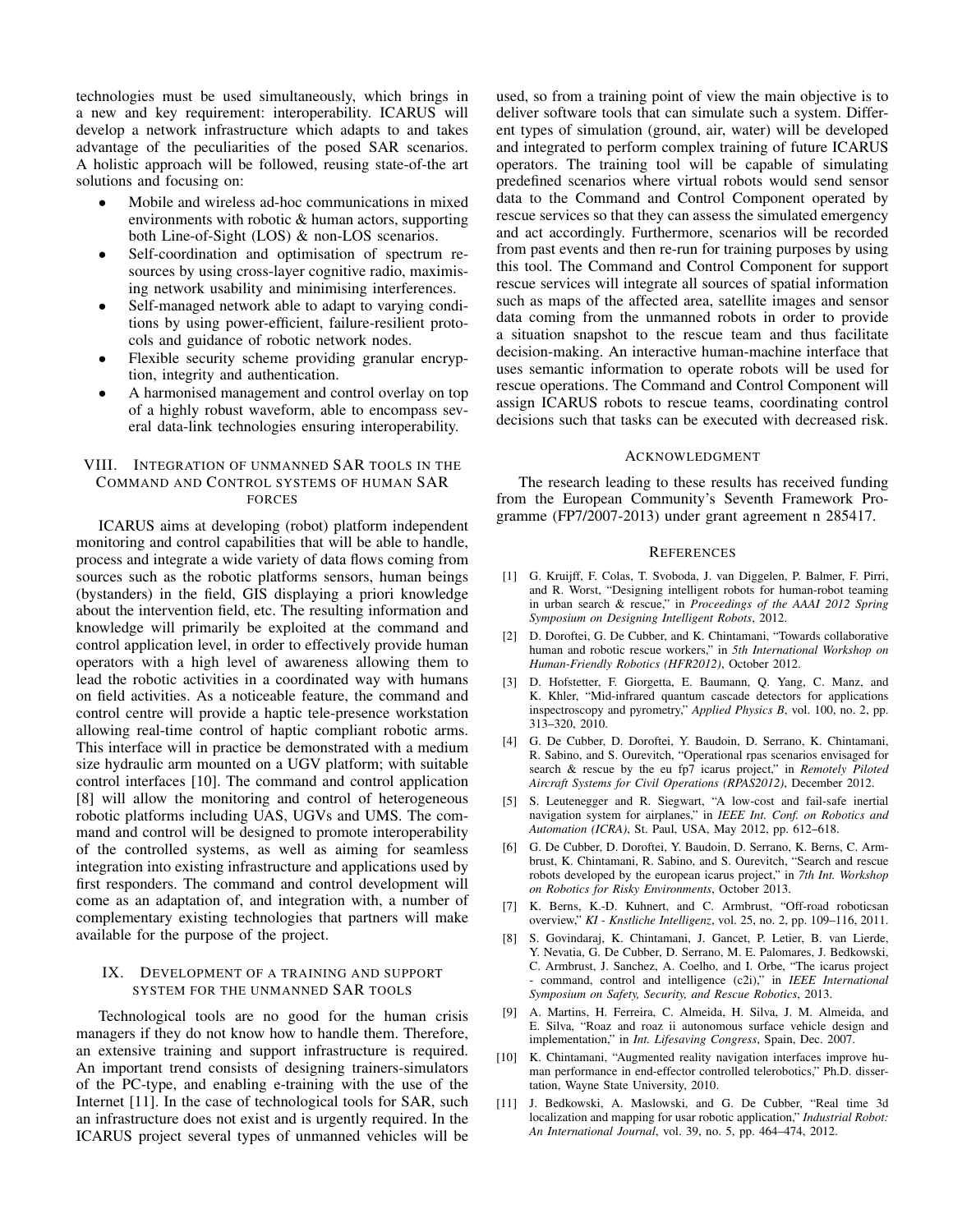technologies must be used simultaneously, which brings in a new and key requirement: interoperability. ICARUS will develop a network infrastructure which adapts to and takes advantage of the peculiarities of the posed SAR scenarios. A holistic approach will be followed, reusing state-of-the art solutions and focusing on:

- Mobile and wireless ad-hoc communications in mixed environments with robotic & human actors, supporting both Line-of-Sight (LOS) & non-LOS scenarios.
- Self-coordination and optimisation of spectrum resources by using cross-layer cognitive radio, maximising network usability and minimising interferences.
- Self-managed network able to adapt to varying conditions by using power-efficient, failure-resilient protocols and guidance of robotic network nodes.
- Flexible security scheme providing granular encryption, integrity and authentication.
- A harmonised management and control overlay on top of a highly robust waveform, able to encompass several data-link technologies ensuring interoperability.

## VIII. Integration of unmanned SAR tools in the Command and Control systems of human SAR forces

ICARUS aims at developing (robot) platform independent monitoring and control capabilities that will be able to handle, process and integrate a wide variety of data flows coming from sources such as the robotic platforms sensors, human beings (bystanders) in the field, GIS displaying a priori knowledge about the intervention field, etc. The resulting information and knowledge will primarily be exploited at the command and control application level, in order to effectively provide human operators with a high level of awareness allowing them to lead the robotic activities in a coordinated way with humans on field activities. As a noticeable feature, the command and control centre will provide a haptic tele-presence workstation allowing real-time control of haptic compliant robotic arms. This interface will in practice be demonstrated with a medium size hydraulic arm mounted on a UGV platform; with suitable control interfaces [10]. The command and control application [8] will allow the monitoring and control of heterogeneous robotic platforms including UAS, UGVs and UMS. The command and control will be designed to promote interoperability of the controlled systems, as well as aiming for seamless integration into existing infrastructure and applications used by first responders. The command and control development will come as an adaptation of, and integration with, a number of complementary existing technologies that partners will make available for the purpose of the project.

## IX. Development of a training and support system for the unmanned SAR tools

Technological tools are no good for the human crisis managers if they do not know how to handle them. Therefore, an extensive training and support infrastructure is required. An important trend consists of designing trainers-simulators of the PC-type, and enabling e-training with the use of the Internet [11]. In the case of technological tools for SAR, such an infrastructure does not exist and is urgently required. In the ICARUS project several types of unmanned vehicles will be used, so from a training point of view the main objective is to deliver software tools that can simulate such a system. Different types of simulation (ground, air, water) will be developed and integrated to perform complex training of future ICARUS operators. The training tool will be capable of simulating predefined scenarios where virtual robots would send sensor data to the Command and Control Component operated by rescue services so that they can assess the simulated emergency and act accordingly. Furthermore, scenarios will be recorded from past events and then re-run for training purposes by using this tool. The Command and Control Component for support rescue services will integrate all sources of spatial information such as maps of the affected area, satellite images and sensor data coming from the unmanned robots in order to provide a situation snapshot to the rescue team and thus facilitate decision-making. An interactive human-machine interface that uses semantic information to operate robots will be used for rescue operations. The Command and Control Component will assign ICARUS robots to rescue teams, coordinating control decisions such that tasks can be executed with decreased risk.

## Acknowledgment

The research leading to these results has received funding from the European Community's Seventh Framework Programme (FP7/2007-2013) under grant agreement n 285417.

## References

[1] G. Kruijff, F. Colas, T. Svoboda, J. van Diggelen, P. Balmer, F. Pirri, and R. Worst, "Designing intelligent robots for human-robot teaming in urban search & rescue," in *Proceedings of the AAAI 2012 Spring Symposium on Designing Intelligent Robots*, 2012.

[2] D. Doroftei, G. De Cubber, and K. Chintamani, "Towards collaborative human and robotic rescue workers," in *5th International Workshop on Human-Friendly Robotics (HFR2012)*, October 2012.

[3] D. Hofstetter, F. Giorgetta, E. Baumann, Q. Yang, C. Manz, and K. Khler, "Mid-infrared quantum cascade detectors for applications inspectroscopy and pyrometry," *Applied Physics B*, vol. 100, no. 2, pp. 313–320, 2010.

[4] G. De Cubber, D. Doroftei, Y. Baudoin, D. Serrano, K. Chintamani, R. Sabino, and S. Ourevitch, "Operational rpas scenarios envisaged for search & rescue by the eu fp7 icarus project," in *Remotely Piloted Aircraft Systems for Civil Operations (RPAS2012)*, December 2012.

[5] S. Leutenegger and R. Siegwart, "A low-cost and fail-safe inertial navigation system for airplanes," in *IEEE Int. Conf. on Robotics and Automation (ICRA)*, St. Paul, USA, May 2012, pp. 612–618.

[6] G. De Cubber, D. Doroftei, Y. Baudoin, D. Serrano, K. Berns, C. Armbrust, K. Chintamani, R. Sabino, and S. Ourevitch, "Search and rescue robots developed by the european icarus project," in *7th Int. Workshop on Robotics for Risky Environments*, October 2013.

[7] K. Berns, K.-D. Kuhnert, and C. Armbrust, "Off-road roboticsan overview," *KI - Knstliche Intelligenz*, vol. 25, no. 2, pp. 109–116, 2011.

[8] S. Govindaraj, K. Chintamani, J. Gancet, P. Letier, B. van Lierde, Y. Nevatia, G. De Cubber, D. Serrano, M. E. Palomares, J. Bedkowski, C. Armbrust, J. Sanchez, A. Coelho, and I. Orbe, "The icarus project - command, control and intelligence (c2i)," in *IEEE International Symposium on Safety, Security, and Rescue Robotics*, 2013.

[9] A. Martins, H. Ferreira, C. Almeida, H. Silva, J. M. Almeida, and E. Silva, "Roaz and roaz ii autonomous surface vehicle design and implementation," in *Int. Lifesaving Congress*, Spain, Dec. 2007.

[10] K. Chintamani, "Augmented reality navigation interfaces improve human performance in end-effector controlled telerobotics," Ph.D. dissertation, Wayne State University, 2010.

[11] J. Bedkowski, A. Maslowski, and G. De Cubber, "Real time 3d localization and mapping for usar robotic application," *Industrial Robot: An International Journal*, vol. 39, no. 5, pp. 464–474, 2012.